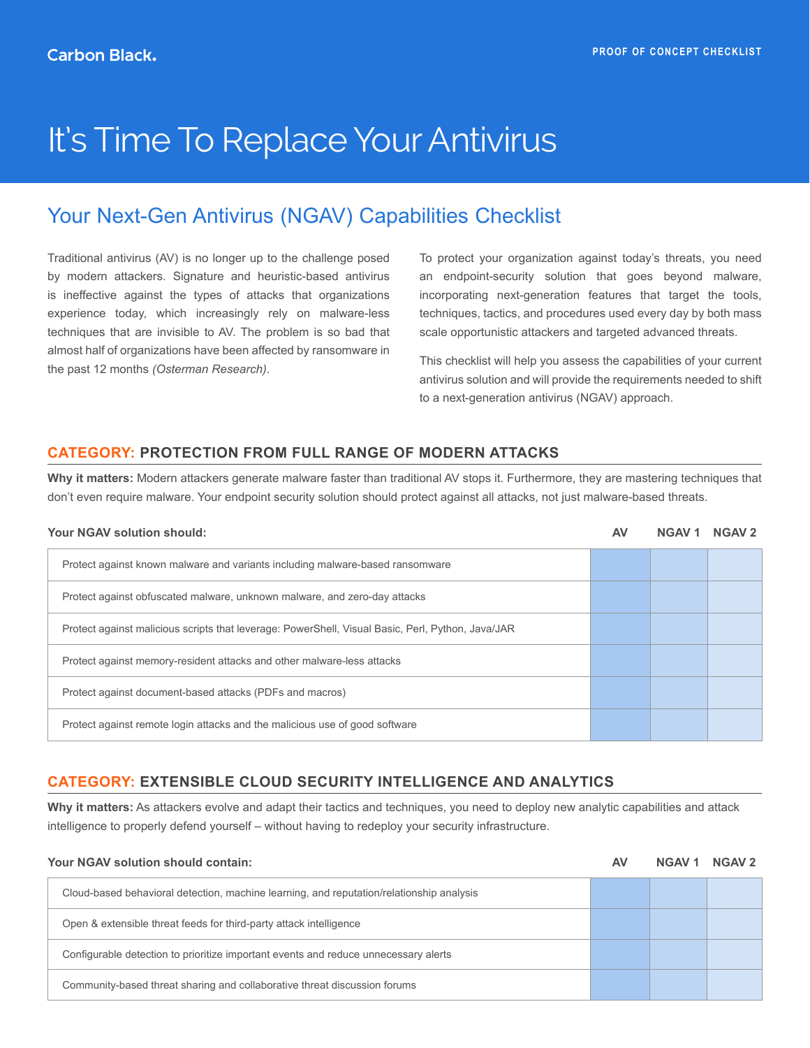Carbon Black.

PROOF OF CONCEPT CHECKLIST

# It's Time To Replace Your Antivirus

## Your Next-Gen Antivirus (NGAV) Capabilities Checklist

Traditional antivirus (AV) is no longer up to the challenge posed by modern attackers. Signature and heuristic-based antivirus is ineffective against the types of attacks that organizations experience today, which increasingly rely on malware-less techniques that are invisible to AV. The problem is so bad that almost half of organizations have been affected by ransomware in the past 12 months *(Osterman Research)*.

To protect your organization against today's threats, you need an endpoint-security solution that goes beyond malware, incorporating next-generation features that target the tools, techniques, tactics, and procedures used every day by both mass scale opportunistic attackers and targeted advanced threats.

This checklist will help you assess the capabilities of your current antivirus solution and will provide the requirements needed to shift to a next-generation antivirus (NGAV) approach.

### CATEGORY: PROTECTION FROM FULL RANGE OF MODERN ATTACKS

**Why it matters:** Modern attackers generate malware faster than traditional AV stops it. Furthermore, they are mastering techniques that don't even require malware. Your endpoint security solution should protect against all attacks, not just malware-based threats.

| Your NGAV solution should: | AV | NGAV 1 | NGAV 2 |
|---|---|---|---|
| Protect against known malware and variants including malware-based ransomware | | | |
| Protect against obfuscated malware, unknown malware, and zero-day attacks | | | |
| Protect against malicious scripts that leverage: PowerShell, Visual Basic, Perl, Python, Java/JAR | | | |
| Protect against memory-resident attacks and other malware-less attacks | | | |
| Protect against document-based attacks (PDFs and macros) | | | |
| Protect against remote login attacks and the malicious use of good software | | | |

### CATEGORY: EXTENSIBLE CLOUD SECURITY INTELLIGENCE AND ANALYTICS

**Why it matters:** As attackers evolve and adapt their tactics and techniques, you need to deploy new analytic capabilities and attack intelligence to properly defend yourself – without having to redeploy your security infrastructure.

| Your NGAV solution should contain: | AV | NGAV 1 | NGAV 2 |
|---|---|---|---|
| Cloud-based behavioral detection, machine learning, and reputation/relationship analysis | | | |
| Open & extensible threat feeds for third-party attack intelligence | | | |
| Configurable detection to prioritize important events and reduce unnecessary alerts | | | |
| Community-based threat sharing and collaborative threat discussion forums | | | |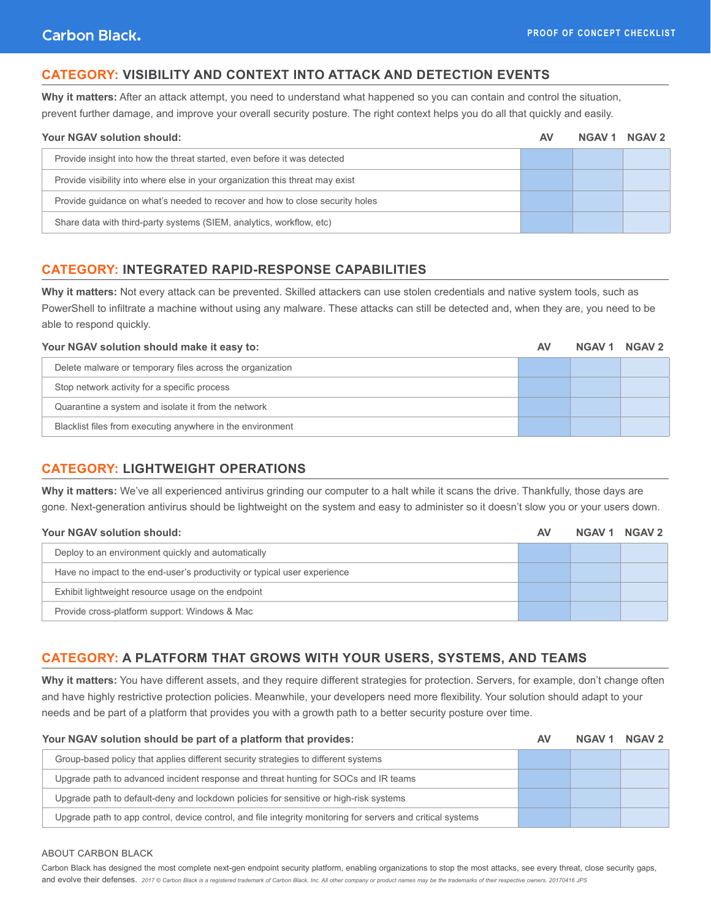## CATEGORY: VISIBILITY AND CONTEXT INTO ATTACK AND DETECTION EVENTS

**Why it matters:** After an attack attempt, you need to understand what happened so you can contain and control the situation, prevent further damage, and improve your overall security posture. The right context helps you do all that quickly and easily.

| Your NGAV solution should: | AV | NGAV 1 | NGAV 2 |
|---|---|---|---|
| Provide insight into how the threat started, even before it was detected | | | |
| Provide visibility into where else in your organization this threat may exist | | | |
| Provide guidance on what's needed to recover and how to close security holes | | | |
| Share data with third-party systems (SIEM, analytics, workflow, etc) | | | |

## CATEGORY: INTEGRATED RAPID-RESPONSE CAPABILITIES

**Why it matters:** Not every attack can be prevented. Skilled attackers can use stolen credentials and native system tools, such as PowerShell to infiltrate a machine without using any malware. These attacks can still be detected and, when they are, you need to be able to respond quickly.

| Your NGAV solution should make it easy to: | AV | NGAV 1 | NGAV 2 |
|---|---|---|---|
| Delete malware or temporary files across the organization | | | |
| Stop network activity for a specific process | | | |
| Quarantine a system and isolate it from the network | | | |
| Blacklist files from executing anywhere in the environment | | | |

## CATEGORY: LIGHTWEIGHT OPERATIONS

**Why it matters:** We've all experienced antivirus grinding our computer to a halt while it scans the drive. Thankfully, those days are gone. Next-generation antivirus should be lightweight on the system and easy to administer so it doesn't slow you or your users down.

| Your NGAV solution should: | AV | NGAV 1 | NGAV 2 |
|---|---|---|---|
| Deploy to an environment quickly and automatically | | | |
| Have no impact to the end-user's productivity or typical user experience | | | |
| Exhibit lightweight resource usage on the endpoint | | | |
| Provide cross-platform support: Windows & Mac | | | |

## CATEGORY: A PLATFORM THAT GROWS WITH YOUR USERS, SYSTEMS, AND TEAMS

**Why it matters:** You have different assets, and they require different strategies for protection. Servers, for example, don't change often and have highly restrictive protection policies. Meanwhile, your developers need more flexibility. Your solution should adapt to your needs and be part of a platform that provides you with a growth path to a better security posture over time.

| Your NGAV solution should be part of a platform that provides: | AV | NGAV 1 | NGAV 2 |
|---|---|---|---|
| Group-based policy that applies different security strategies to different systems | | | |
| Upgrade path to advanced incident response and threat hunting for SOCs and IR teams | | | |
| Upgrade path to default-deny and lockdown policies for sensitive or high-risk systems | | | |
| Upgrade path to app control, device control, and file integrity monitoring for servers and critical systems | | | |

ABOUT CARBON BLACK

Carbon Black has designed the most complete next-gen endpoint security platform, enabling organizations to stop the most attacks, see every threat, close security gaps, and evolve their defenses. *2017 © Carbon Black is a registered trademark of Carbon Black, Inc. All other company or product names may be the trademarks of their respective owners. 20170416 JPS*